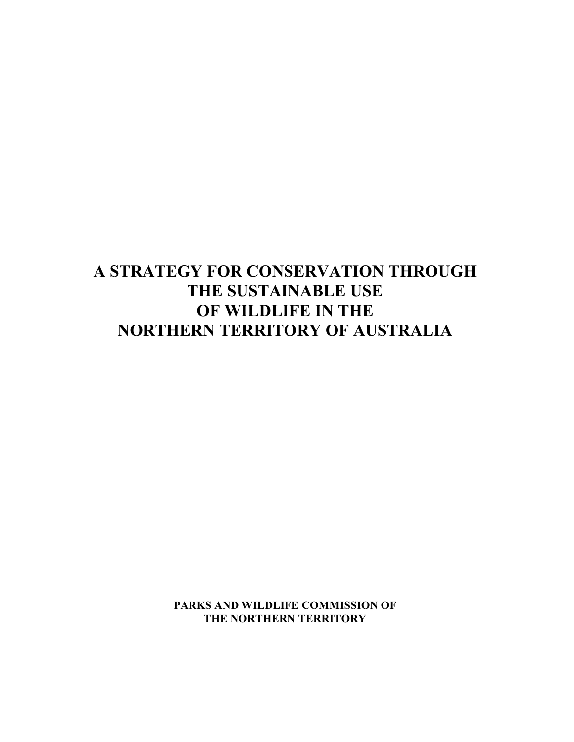# A STRATEGY FOR CONSERVATION THROUGH THE SUSTAINABLE USE OF WILDLIFE IN THE NORTHERN TERRITORY OF AUSTRALIA

**PARKS AND WILDLIFE COMMISSION OF THE NORTHERN TERRITORY**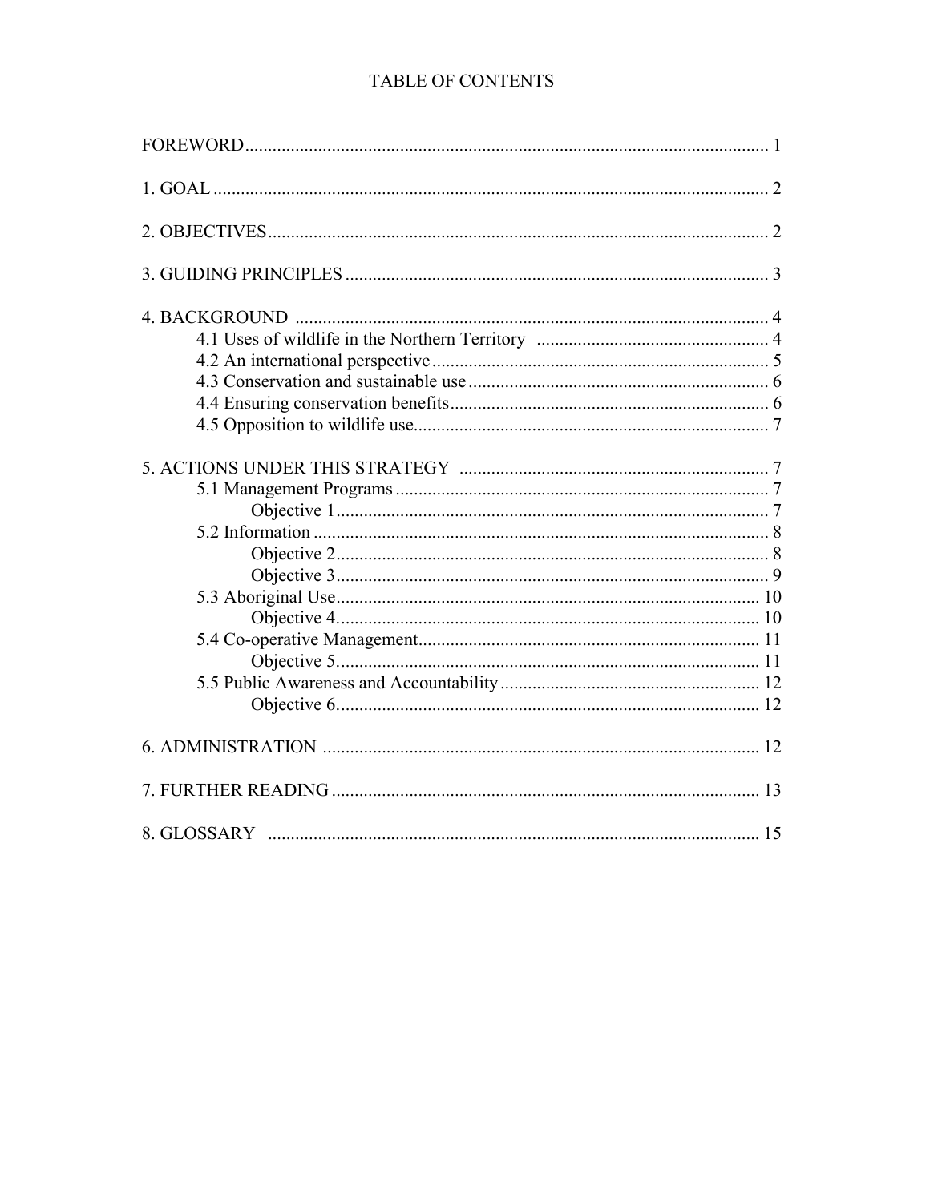# TABLE OF CONTENTS

FOREWORD........................................................................................................ 1

1. GOAL ............................................................................................................ 2

2. OBJECTIVES................................................................................................ 2

3. GUIDING PRINCIPLES ............................................................................... 3

4. BACKGROUND ............................................................................................ 4
- 4.1 Uses of wildlife in the Northern Territory ........................................... 4
- 4.2 An international perspective ................................................................ 5
- 4.3 Conservation and sustainable use ........................................................ 6
- 4.4 Ensuring conservation benefits............................................................. 6
- 4.5 Opposition to wildlife use...................................................................... 7

5. ACTIONS UNDER THIS STRATEGY ......................................................... 7
- 5.1 Management Programs ........................................................................... 7
  - Objective 1............................................................................................ 7
- 5.2 Information ............................................................................................. 8
  - Objective 2............................................................................................ 8
  - Objective 3............................................................................................ 9
- 5.3 Aboriginal Use....................................................................................... 10
  - Objective 4........................................................................................... 10
- 5.4 Co-operative Management.................................................................... 11
  - Objective 5........................................................................................... 11
- 5.5 Public Awareness and Accountability.................................................. 12
  - Objective 6........................................................................................... 12

6. ADMINISTRATION ...................................................................................... 12

7. FURTHER READING ................................................................................... 13

8. GLOSSARY ................................................................................................... 15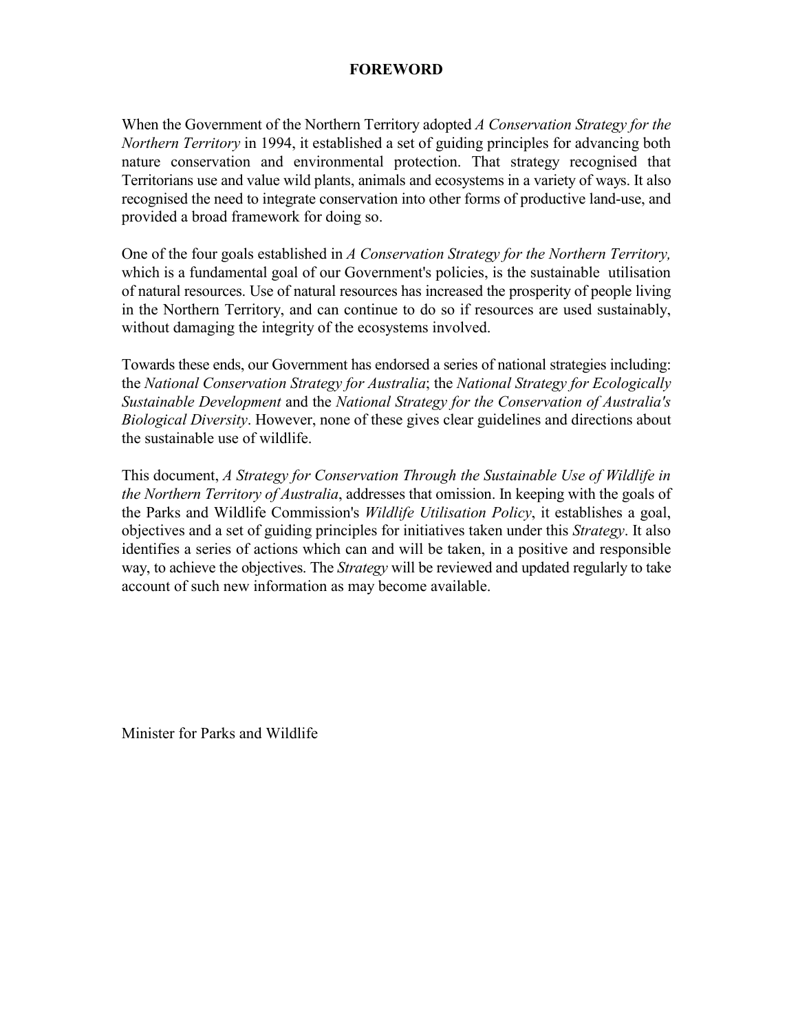# FOREWORD

When the Government of the Northern Territory adopted *A Conservation Strategy for the Northern Territory* in 1994, it established a set of guiding principles for advancing both nature conservation and environmental protection. That strategy recognised that Territorians use and value wild plants, animals and ecosystems in a variety of ways. It also recognised the need to integrate conservation into other forms of productive land-use, and provided a broad framework for doing so.

One of the four goals established in *A Conservation Strategy for the Northern Territory,* which is a fundamental goal of our Government's policies, is the sustainable utilisation of natural resources. Use of natural resources has increased the prosperity of people living in the Northern Territory, and can continue to do so if resources are used sustainably, without damaging the integrity of the ecosystems involved.

Towards these ends, our Government has endorsed a series of national strategies including: the *National Conservation Strategy for Australia*; the *National Strategy for Ecologically Sustainable Development* and the *National Strategy for the Conservation of Australia's Biological Diversity*. However, none of these gives clear guidelines and directions about the sustainable use of wildlife.

This document, *A Strategy for Conservation Through the Sustainable Use of Wildlife in the Northern Territory of Australia*, addresses that omission. In keeping with the goals of the Parks and Wildlife Commission's *Wildlife Utilisation Policy*, it establishes a goal, objectives and a set of guiding principles for initiatives taken under this *Strategy*. It also identifies a series of actions which can and will be taken, in a positive and responsible way, to achieve the objectives. The *Strategy* will be reviewed and updated regularly to take account of such new information as may become available.

Minister for Parks and Wildlife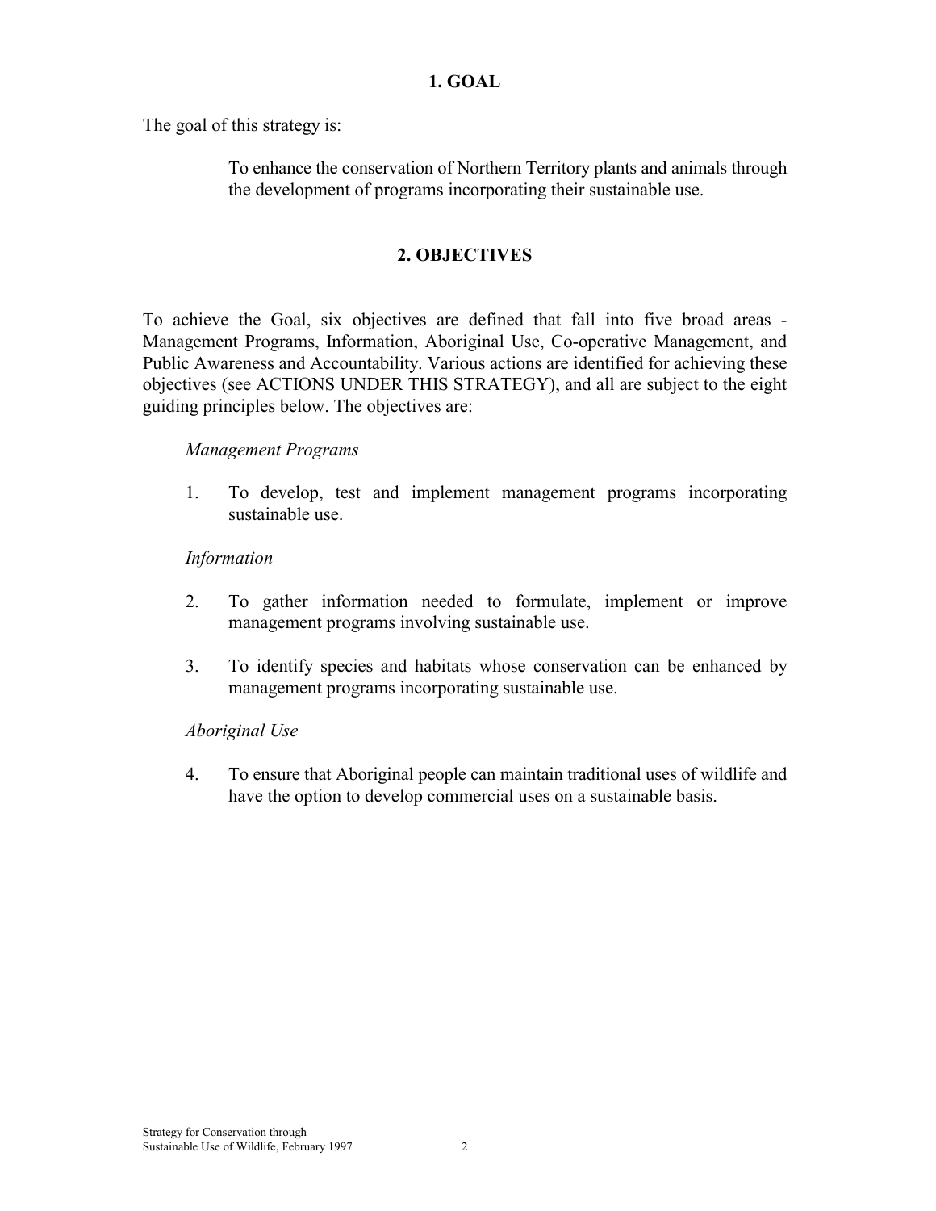# 1. GOAL

The goal of this strategy is:

> To enhance the conservation of Northern Territory plants and animals through the development of programs incorporating their sustainable use.

# 2. OBJECTIVES

To achieve the Goal, six objectives are defined that fall into five broad areas - Management Programs, Information, Aboriginal Use, Co-operative Management, and Public Awareness and Accountability. Various actions are identified for achieving these objectives (see ACTIONS UNDER THIS STRATEGY), and all are subject to the eight guiding principles below. The objectives are:

*Management Programs*

1. To develop, test and implement management programs incorporating sustainable use.

*Information*

2. To gather information needed to formulate, implement or improve management programs involving sustainable use.

3. To identify species and habitats whose conservation can be enhanced by management programs incorporating sustainable use.

*Aboriginal Use*

4. To ensure that Aboriginal people can maintain traditional uses of wildlife and have the option to develop commercial uses on a sustainable basis.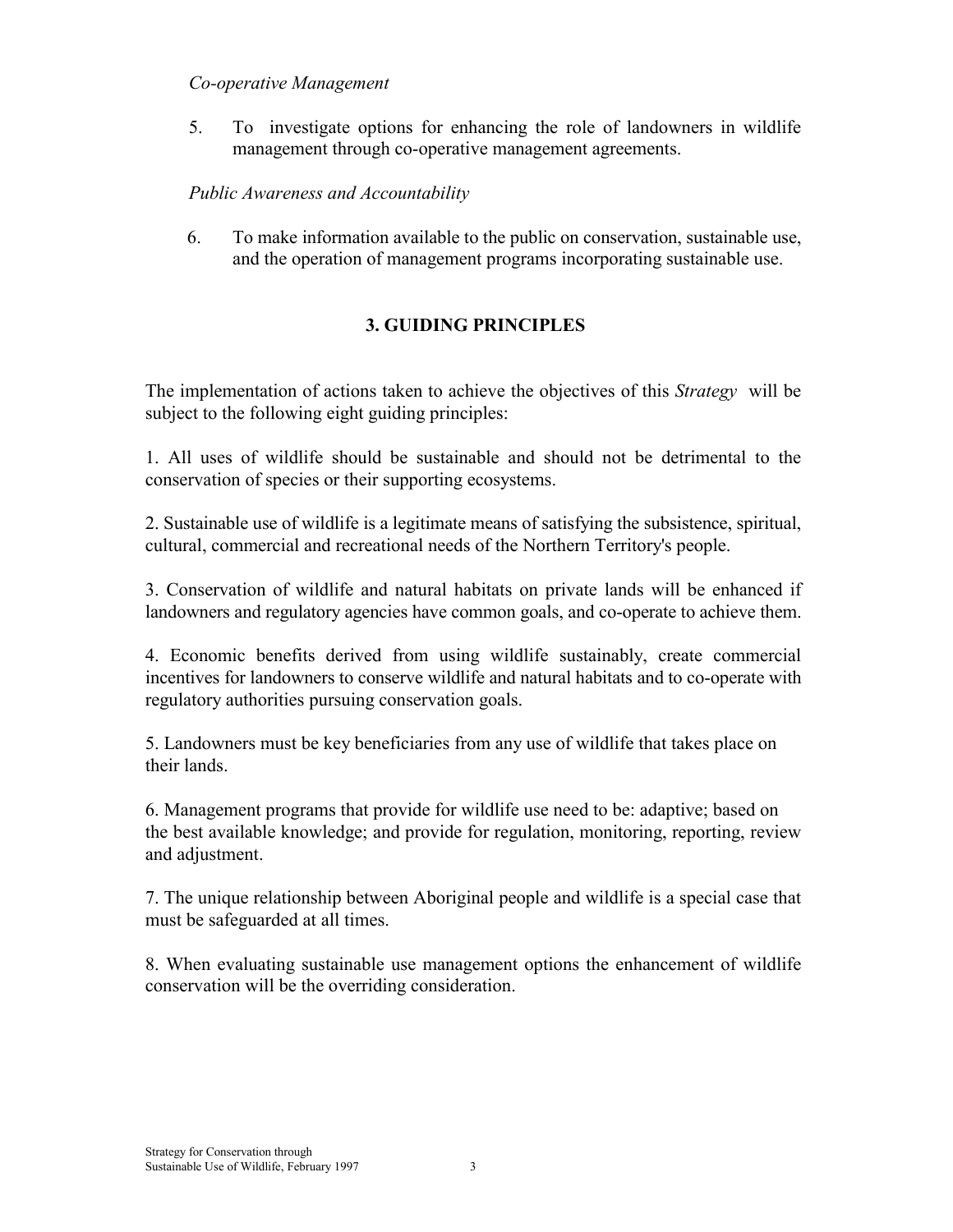*Co-operative Management*

5. To investigate options for enhancing the role of landowners in wildlife management through co-operative management agreements.

*Public Awareness and Accountability*

6. To make information available to the public on conservation, sustainable use, and the operation of management programs incorporating sustainable use.

## 3. GUIDING PRINCIPLES

The implementation of actions taken to achieve the objectives of this *Strategy* will be subject to the following eight guiding principles:

1. All uses of wildlife should be sustainable and should not be detrimental to the conservation of species or their supporting ecosystems.

2. Sustainable use of wildlife is a legitimate means of satisfying the subsistence, spiritual, cultural, commercial and recreational needs of the Northern Territory's people.

3. Conservation of wildlife and natural habitats on private lands will be enhanced if landowners and regulatory agencies have common goals, and co-operate to achieve them.

4. Economic benefits derived from using wildlife sustainably, create commercial incentives for landowners to conserve wildlife and natural habitats and to co-operate with regulatory authorities pursuing conservation goals.

5. Landowners must be key beneficiaries from any use of wildlife that takes place on their lands.

6. Management programs that provide for wildlife use need to be: adaptive; based on the best available knowledge; and provide for regulation, monitoring, reporting, review and adjustment.

7. The unique relationship between Aboriginal people and wildlife is a special case that must be safeguarded at all times.

8. When evaluating sustainable use management options the enhancement of wildlife conservation will be the overriding consideration.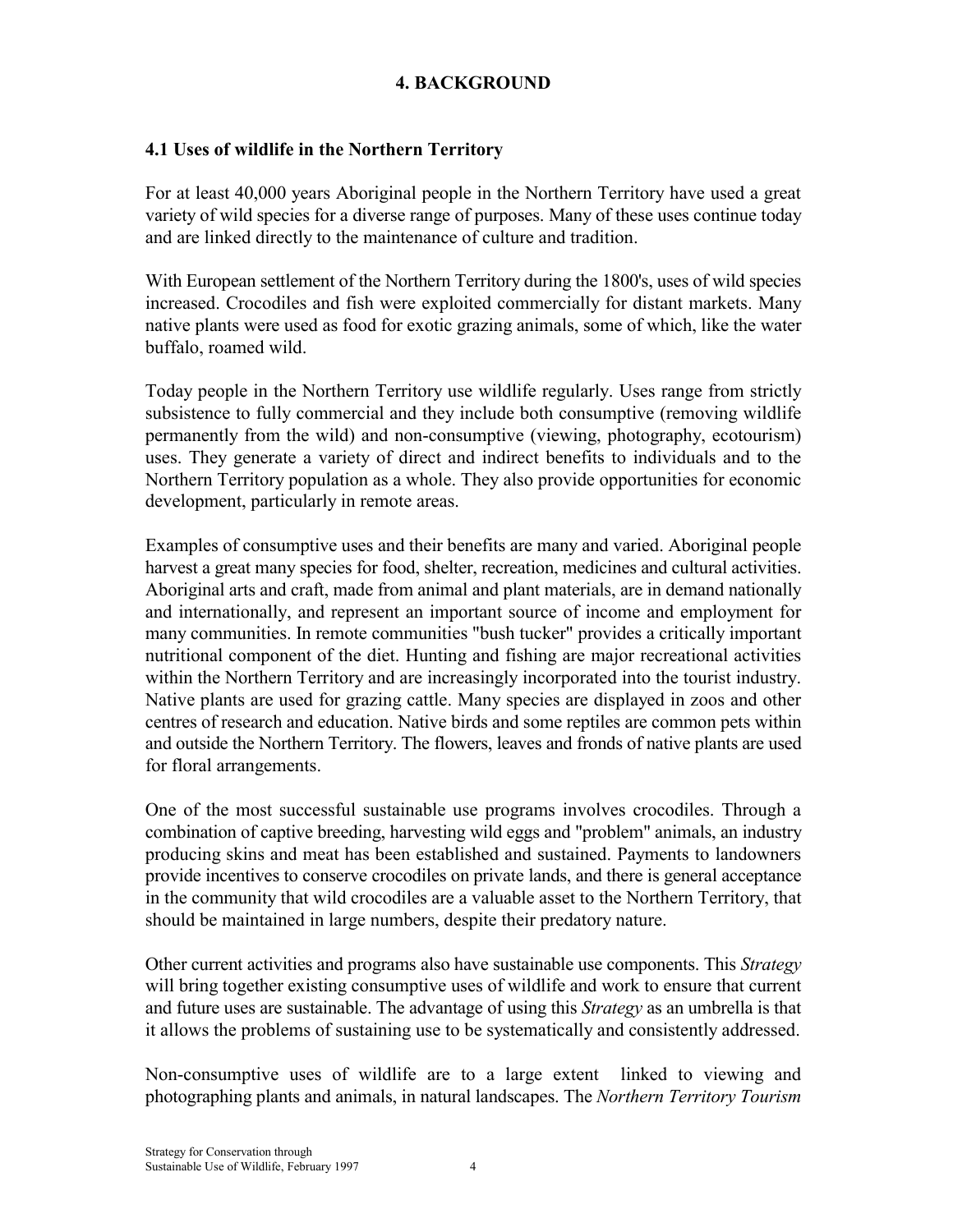# 4. BACKGROUND

## 4.1 Uses of wildlife in the Northern Territory

For at least 40,000 years Aboriginal people in the Northern Territory have used a great variety of wild species for a diverse range of purposes. Many of these uses continue today and are linked directly to the maintenance of culture and tradition.

With European settlement of the Northern Territory during the 1800's, uses of wild species increased. Crocodiles and fish were exploited commercially for distant markets. Many native plants were used as food for exotic grazing animals, some of which, like the water buffalo, roamed wild.

Today people in the Northern Territory use wildlife regularly. Uses range from strictly subsistence to fully commercial and they include both consumptive (removing wildlife permanently from the wild) and non-consumptive (viewing, photography, ecotourism) uses. They generate a variety of direct and indirect benefits to individuals and to the Northern Territory population as a whole. They also provide opportunities for economic development, particularly in remote areas.

Examples of consumptive uses and their benefits are many and varied. Aboriginal people harvest a great many species for food, shelter, recreation, medicines and cultural activities. Aboriginal arts and craft, made from animal and plant materials, are in demand nationally and internationally, and represent an important source of income and employment for many communities. In remote communities "bush tucker" provides a critically important nutritional component of the diet. Hunting and fishing are major recreational activities within the Northern Territory and are increasingly incorporated into the tourist industry. Native plants are used for grazing cattle. Many species are displayed in zoos and other centres of research and education. Native birds and some reptiles are common pets within and outside the Northern Territory. The flowers, leaves and fronds of native plants are used for floral arrangements.

One of the most successful sustainable use programs involves crocodiles. Through a combination of captive breeding, harvesting wild eggs and "problem" animals, an industry producing skins and meat has been established and sustained. Payments to landowners provide incentives to conserve crocodiles on private lands, and there is general acceptance in the community that wild crocodiles are a valuable asset to the Northern Territory, that should be maintained in large numbers, despite their predatory nature.

Other current activities and programs also have sustainable use components. This *Strategy* will bring together existing consumptive uses of wildlife and work to ensure that current and future uses are sustainable. The advantage of using this *Strategy* as an umbrella is that it allows the problems of sustaining use to be systematically and consistently addressed.

Non-consumptive uses of wildlife are to a large extent linked to viewing and photographing plants and animals, in natural landscapes. The *Northern Territory Tourism*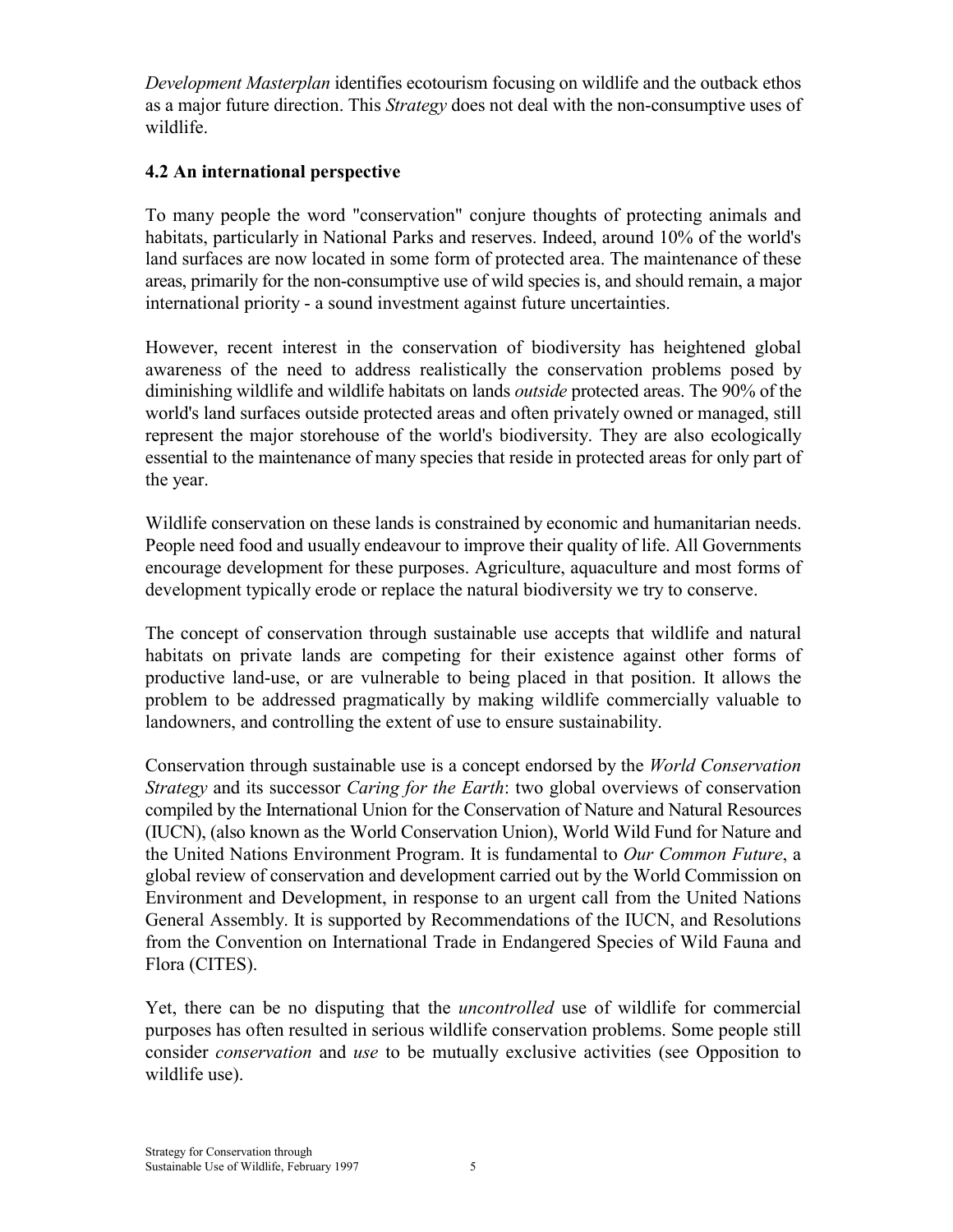*Development Masterplan* identifies ecotourism focusing on wildlife and the outback ethos as a major future direction. This *Strategy* does not deal with the non-consumptive uses of wildlife.

## 4.2 An international perspective

To many people the word "conservation" conjure thoughts of protecting animals and habitats, particularly in National Parks and reserves. Indeed, around 10% of the world's land surfaces are now located in some form of protected area. The maintenance of these areas, primarily for the non-consumptive use of wild species is, and should remain, a major international priority - a sound investment against future uncertainties.

However, recent interest in the conservation of biodiversity has heightened global awareness of the need to address realistically the conservation problems posed by diminishing wildlife and wildlife habitats on lands *outside* protected areas. The 90% of the world's land surfaces outside protected areas and often privately owned or managed, still represent the major storehouse of the world's biodiversity. They are also ecologically essential to the maintenance of many species that reside in protected areas for only part of the year.

Wildlife conservation on these lands is constrained by economic and humanitarian needs. People need food and usually endeavour to improve their quality of life. All Governments encourage development for these purposes. Agriculture, aquaculture and most forms of development typically erode or replace the natural biodiversity we try to conserve.

The concept of conservation through sustainable use accepts that wildlife and natural habitats on private lands are competing for their existence against other forms of productive land-use, or are vulnerable to being placed in that position. It allows the problem to be addressed pragmatically by making wildlife commercially valuable to landowners, and controlling the extent of use to ensure sustainability.

Conservation through sustainable use is a concept endorsed by the *World Conservation Strategy* and its successor *Caring for the Earth*: two global overviews of conservation compiled by the International Union for the Conservation of Nature and Natural Resources (IUCN), (also known as the World Conservation Union), World Wild Fund for Nature and the United Nations Environment Program. It is fundamental to *Our Common Future*, a global review of conservation and development carried out by the World Commission on Environment and Development, in response to an urgent call from the United Nations General Assembly. It is supported by Recommendations of the IUCN, and Resolutions from the Convention on International Trade in Endangered Species of Wild Fauna and Flora (CITES).

Yet, there can be no disputing that the *uncontrolled* use of wildlife for commercial purposes has often resulted in serious wildlife conservation problems. Some people still consider *conservation* and *use* to be mutually exclusive activities (see Opposition to wildlife use).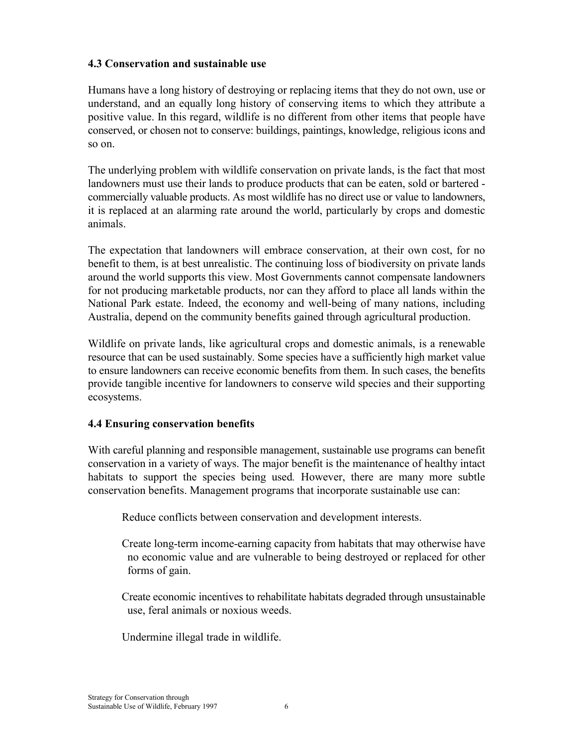### 4.3 Conservation and sustainable use

Humans have a long history of destroying or replacing items that they do not own, use or understand, and an equally long history of conserving items to which they attribute a positive value. In this regard, wildlife is no different from other items that people have conserved, or chosen not to conserve: buildings, paintings, knowledge, religious icons and so on.

The underlying problem with wildlife conservation on private lands, is the fact that most landowners must use their lands to produce products that can be eaten, sold or bartered - commercially valuable products. As most wildlife has no direct use or value to landowners, it is replaced at an alarming rate around the world, particularly by crops and domestic animals.

The expectation that landowners will embrace conservation, at their own cost, for no benefit to them, is at best unrealistic. The continuing loss of biodiversity on private lands around the world supports this view. Most Governments cannot compensate landowners for not producing marketable products, nor can they afford to place all lands within the National Park estate. Indeed, the economy and well-being of many nations, including Australia, depend on the community benefits gained through agricultural production.

Wildlife on private lands, like agricultural crops and domestic animals, is a renewable resource that can be used sustainably. Some species have a sufficiently high market value to ensure landowners can receive economic benefits from them. In such cases, the benefits provide tangible incentive for landowners to conserve wild species and their supporting ecosystems.

### 4.4 Ensuring conservation benefits

With careful planning and responsible management, sustainable use programs can benefit conservation in a variety of ways. The major benefit is the maintenance of healthy intact habitats to support the species being used. However, there are many more subtle conservation benefits. Management programs that incorporate sustainable use can:

- Reduce conflicts between conservation and development interests.
- Create long-term income-earning capacity from habitats that may otherwise have no economic value and are vulnerable to being destroyed or replaced for other forms of gain.
- Create economic incentives to rehabilitate habitats degraded through unsustainable use, feral animals or noxious weeds.
- Undermine illegal trade in wildlife.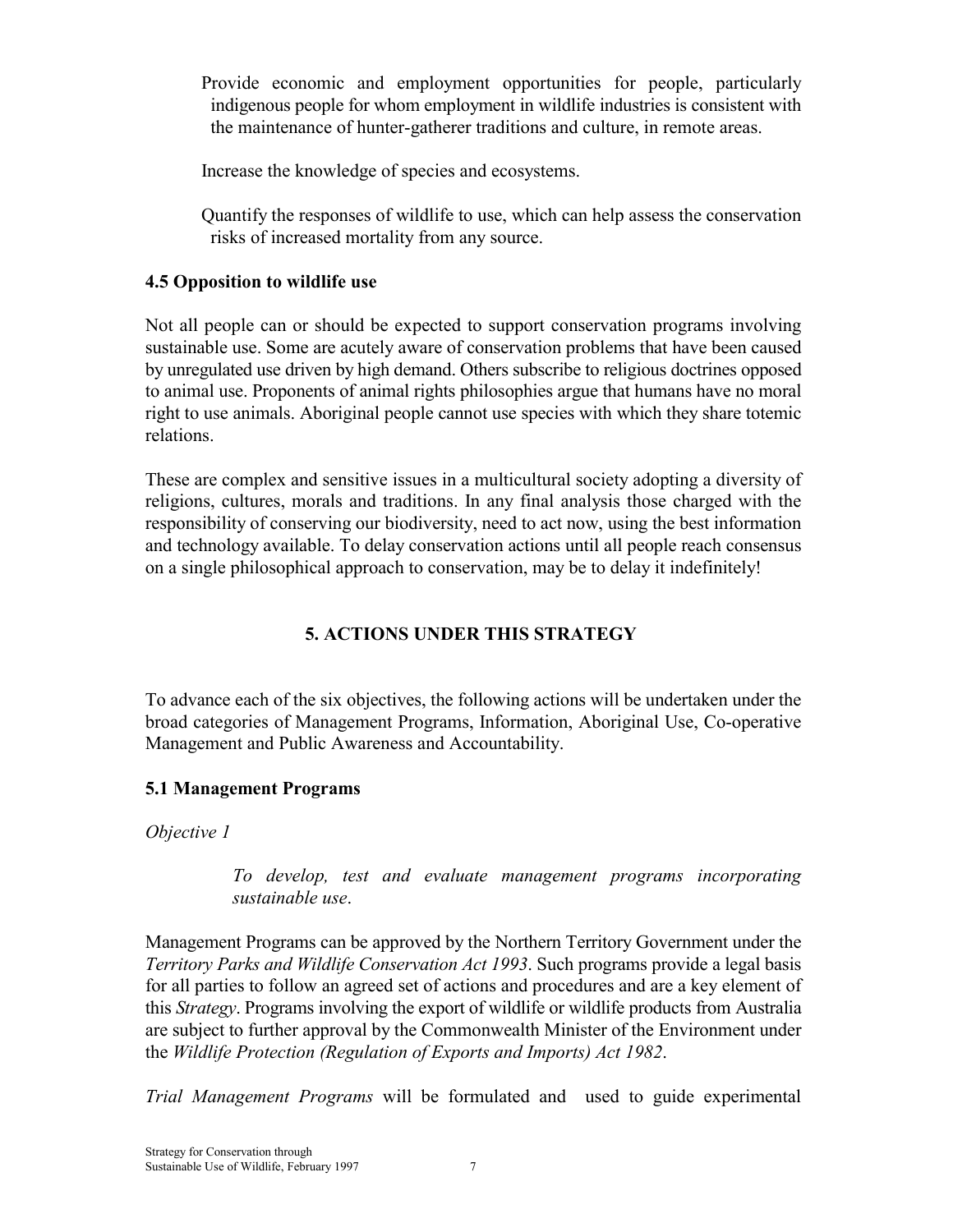Provide economic and employment opportunities for people, particularly indigenous people for whom employment in wildlife industries is consistent with the maintenance of hunter-gatherer traditions and culture, in remote areas.

Increase the knowledge of species and ecosystems.

Quantify the responses of wildlife to use, which can help assess the conservation risks of increased mortality from any source.

### 4.5 Opposition to wildlife use

Not all people can or should be expected to support conservation programs involving sustainable use. Some are acutely aware of conservation problems that have been caused by unregulated use driven by high demand. Others subscribe to religious doctrines opposed to animal use. Proponents of animal rights philosophies argue that humans have no moral right to use animals. Aboriginal people cannot use species with which they share totemic relations.

These are complex and sensitive issues in a multicultural society adopting a diversity of religions, cultures, morals and traditions. In any final analysis those charged with the responsibility of conserving our biodiversity, need to act now, using the best information and technology available. To delay conservation actions until all people reach consensus on a single philosophical approach to conservation, may be to delay it indefinitely!

## 5. ACTIONS UNDER THIS STRATEGY

To advance each of the six objectives, the following actions will be undertaken under the broad categories of Management Programs, Information, Aboriginal Use, Co-operative Management and Public Awareness and Accountability.

### 5.1 Management Programs

*Objective 1*

> *To develop, test and evaluate management programs incorporating sustainable use*.

Management Programs can be approved by the Northern Territory Government under the *Territory Parks and Wildlife Conservation Act 1993*. Such programs provide a legal basis for all parties to follow an agreed set of actions and procedures and are a key element of this *Strategy*. Programs involving the export of wildlife or wildlife products from Australia are subject to further approval by the Commonwealth Minister of the Environment under the *Wildlife Protection (Regulation of Exports and Imports) Act 1982*.

*Trial Management Programs* will be formulated and used to guide experimental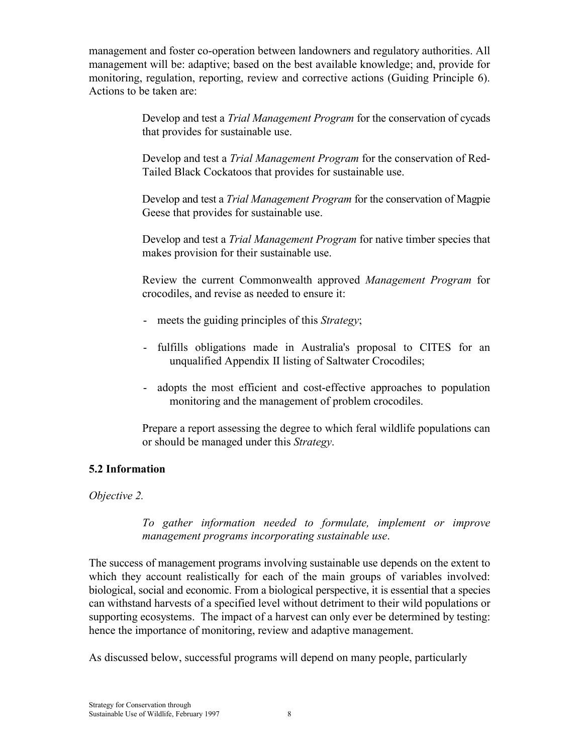management and foster co-operation between landowners and regulatory authorities. All management will be: adaptive; based on the best available knowledge; and, provide for monitoring, regulation, reporting, review and corrective actions (Guiding Principle 6). Actions to be taken are:

> Develop and test a *Trial Management Program* for the conservation of cycads that provides for sustainable use.
>
> Develop and test a *Trial Management Program* for the conservation of Red-Tailed Black Cockatoos that provides for sustainable use.
>
> Develop and test a *Trial Management Program* for the conservation of Magpie Geese that provides for sustainable use.
>
> Develop and test a *Trial Management Program* for native timber species that makes provision for their sustainable use.
>
> Review the current Commonwealth approved *Management Program* for crocodiles, and revise as needed to ensure it:
>
> - meets the guiding principles of this *Strategy*;
> - fulfills obligations made in Australia's proposal to CITES for an unqualified Appendix II listing of Saltwater Crocodiles;
> - adopts the most efficient and cost-effective approaches to population monitoring and the management of problem crocodiles.
>
> Prepare a report assessing the degree to which feral wildlife populations can or should be managed under this *Strategy*.

### 5.2 Information

*Objective 2.*

> *To gather information needed to formulate, implement or improve management programs incorporating sustainable use*.

The success of management programs involving sustainable use depends on the extent to which they account realistically for each of the main groups of variables involved: biological, social and economic. From a biological perspective, it is essential that a species can withstand harvests of a specified level without detriment to their wild populations or supporting ecosystems. The impact of a harvest can only ever be determined by testing: hence the importance of monitoring, review and adaptive management.

As discussed below, successful programs will depend on many people, particularly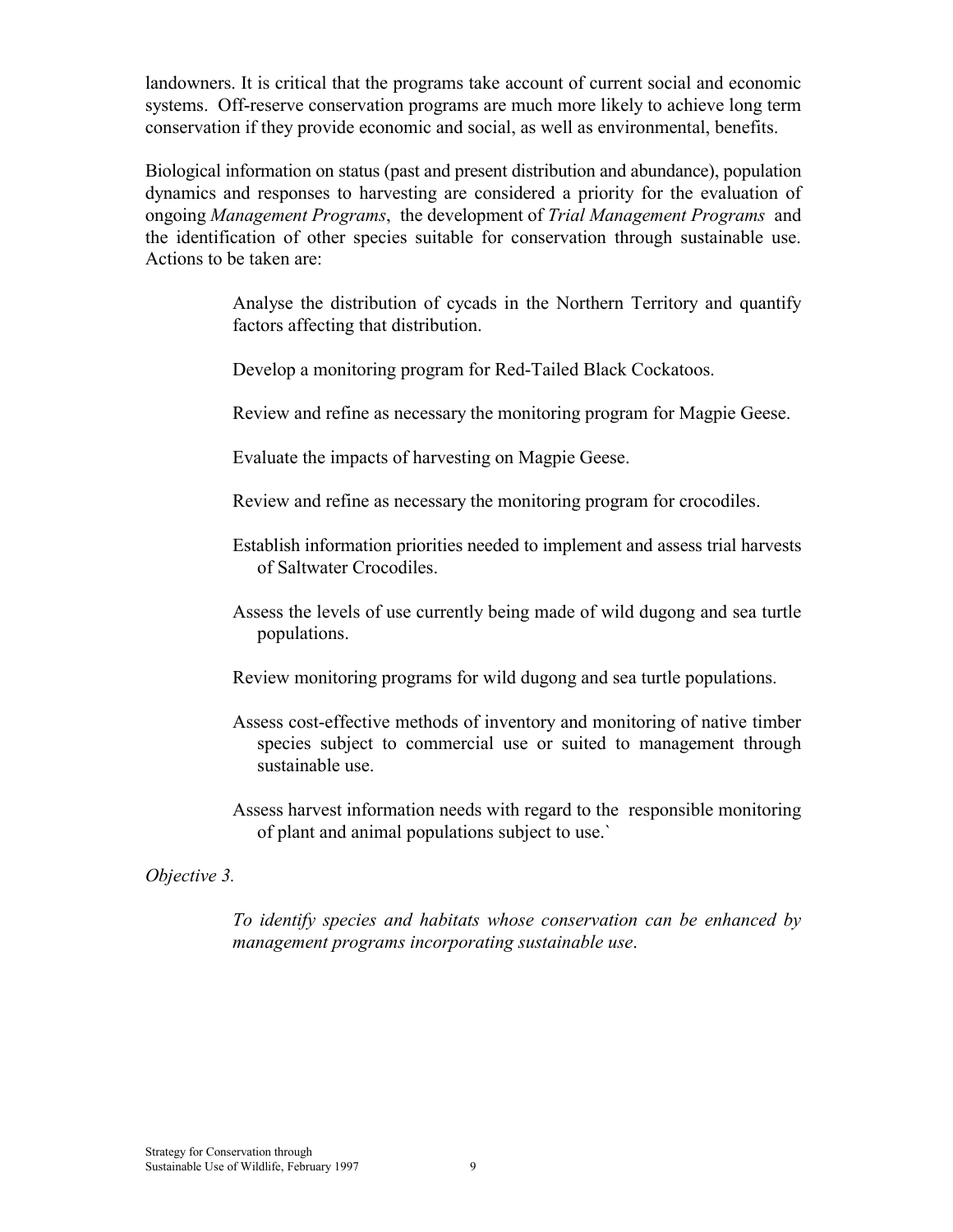landowners. It is critical that the programs take account of current social and economic systems. Off-reserve conservation programs are much more likely to achieve long term conservation if they provide economic and social, as well as environmental, benefits.

Biological information on status (past and present distribution and abundance), population dynamics and responses to harvesting are considered a priority for the evaluation of ongoing *Management Programs*, the development of *Trial Management Programs* and the identification of other species suitable for conservation through sustainable use. Actions to be taken are:

> Analyse the distribution of cycads in the Northern Territory and quantify factors affecting that distribution.
>
> Develop a monitoring program for Red-Tailed Black Cockatoos.
>
> Review and refine as necessary the monitoring program for Magpie Geese.
>
> Evaluate the impacts of harvesting on Magpie Geese.
>
> Review and refine as necessary the monitoring program for crocodiles.
>
> Establish information priorities needed to implement and assess trial harvests of Saltwater Crocodiles.
>
> Assess the levels of use currently being made of wild dugong and sea turtle populations.
>
> Review monitoring programs for wild dugong and sea turtle populations.
>
> Assess cost-effective methods of inventory and monitoring of native timber species subject to commercial use or suited to management through sustainable use.
>
> Assess harvest information needs with regard to the responsible monitoring of plant and animal populations subject to use.`

*Objective 3.*

> *To identify species and habitats whose conservation can be enhanced by management programs incorporating sustainable use*.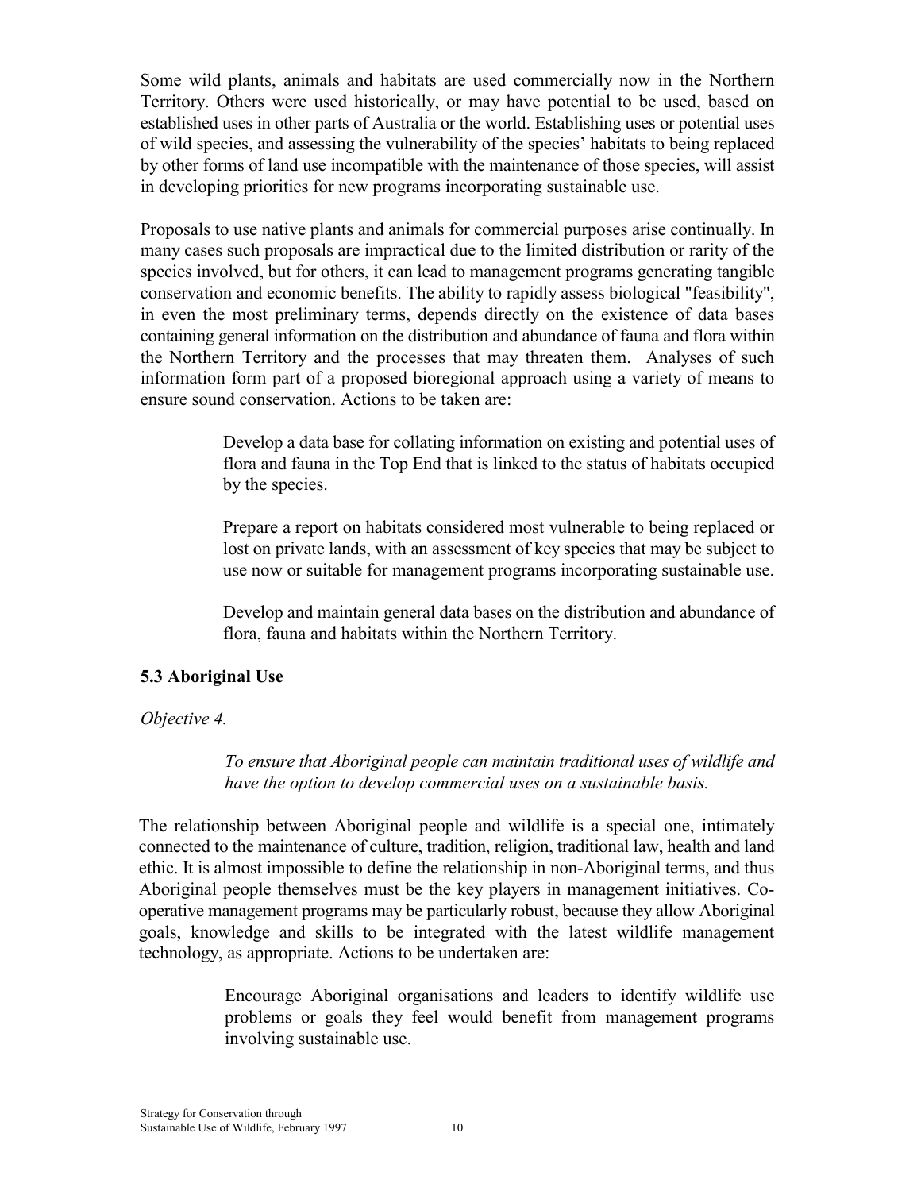Some wild plants, animals and habitats are used commercially now in the Northern Territory. Others were used historically, or may have potential to be used, based on established uses in other parts of Australia or the world. Establishing uses or potential uses of wild species, and assessing the vulnerability of the species' habitats to being replaced by other forms of land use incompatible with the maintenance of those species, will assist in developing priorities for new programs incorporating sustainable use.

Proposals to use native plants and animals for commercial purposes arise continually. In many cases such proposals are impractical due to the limited distribution or rarity of the species involved, but for others, it can lead to management programs generating tangible conservation and economic benefits. The ability to rapidly assess biological "feasibility", in even the most preliminary terms, depends directly on the existence of data bases containing general information on the distribution and abundance of fauna and flora within the Northern Territory and the processes that may threaten them. Analyses of such information form part of a proposed bioregional approach using a variety of means to ensure sound conservation. Actions to be taken are:

> Develop a data base for collating information on existing and potential uses of flora and fauna in the Top End that is linked to the status of habitats occupied by the species.
>
> Prepare a report on habitats considered most vulnerable to being replaced or lost on private lands, with an assessment of key species that may be subject to use now or suitable for management programs incorporating sustainable use.
>
> Develop and maintain general data bases on the distribution and abundance of flora, fauna and habitats within the Northern Territory.

### 5.3 Aboriginal Use

*Objective 4.*

> *To ensure that Aboriginal people can maintain traditional uses of wildlife and have the option to develop commercial uses on a sustainable basis.*

The relationship between Aboriginal people and wildlife is a special one, intimately connected to the maintenance of culture, tradition, religion, traditional law, health and land ethic. It is almost impossible to define the relationship in non-Aboriginal terms, and thus Aboriginal people themselves must be the key players in management initiatives. Co-operative management programs may be particularly robust, because they allow Aboriginal goals, knowledge and skills to be integrated with the latest wildlife management technology, as appropriate. Actions to be undertaken are:

> Encourage Aboriginal organisations and leaders to identify wildlife use problems or goals they feel would benefit from management programs involving sustainable use.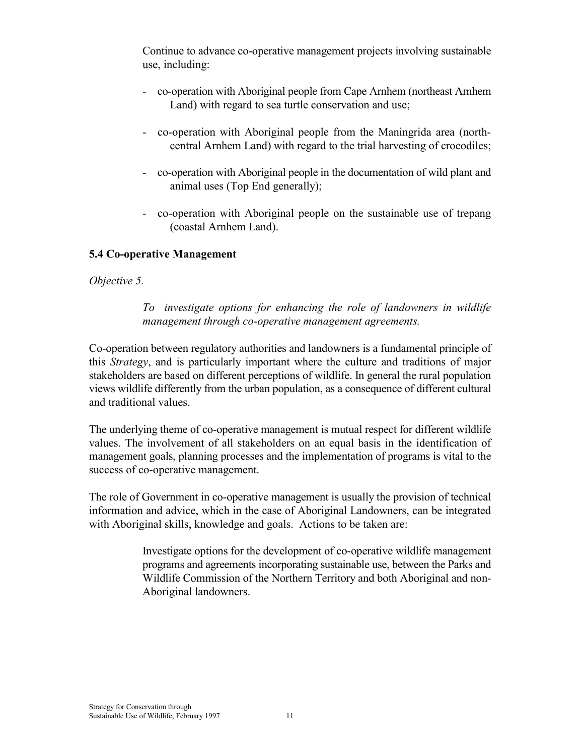Continue to advance co-operative management projects involving sustainable use, including:

- co-operation with Aboriginal people from Cape Arnhem (northeast Arnhem Land) with regard to sea turtle conservation and use;
- co-operation with Aboriginal people from the Maningrida area (north-central Arnhem Land) with regard to the trial harvesting of crocodiles;
- co-operation with Aboriginal people in the documentation of wild plant and animal uses (Top End generally);
- co-operation with Aboriginal people on the sustainable use of trepang (coastal Arnhem Land).

### 5.4 Co-operative Management

*Objective 5.*

> *To investigate options for enhancing the role of landowners in wildlife management through co-operative management agreements.*

Co-operation between regulatory authorities and landowners is a fundamental principle of this *Strategy*, and is particularly important where the culture and traditions of major stakeholders are based on different perceptions of wildlife. In general the rural population views wildlife differently from the urban population, as a consequence of different cultural and traditional values.

The underlying theme of co-operative management is mutual respect for different wildlife values. The involvement of all stakeholders on an equal basis in the identification of management goals, planning processes and the implementation of programs is vital to the success of co-operative management.

The role of Government in co-operative management is usually the provision of technical information and advice, which in the case of Aboriginal Landowners, can be integrated with Aboriginal skills, knowledge and goals. Actions to be taken are:

> Investigate options for the development of co-operative wildlife management programs and agreements incorporating sustainable use, between the Parks and Wildlife Commission of the Northern Territory and both Aboriginal and non-Aboriginal landowners.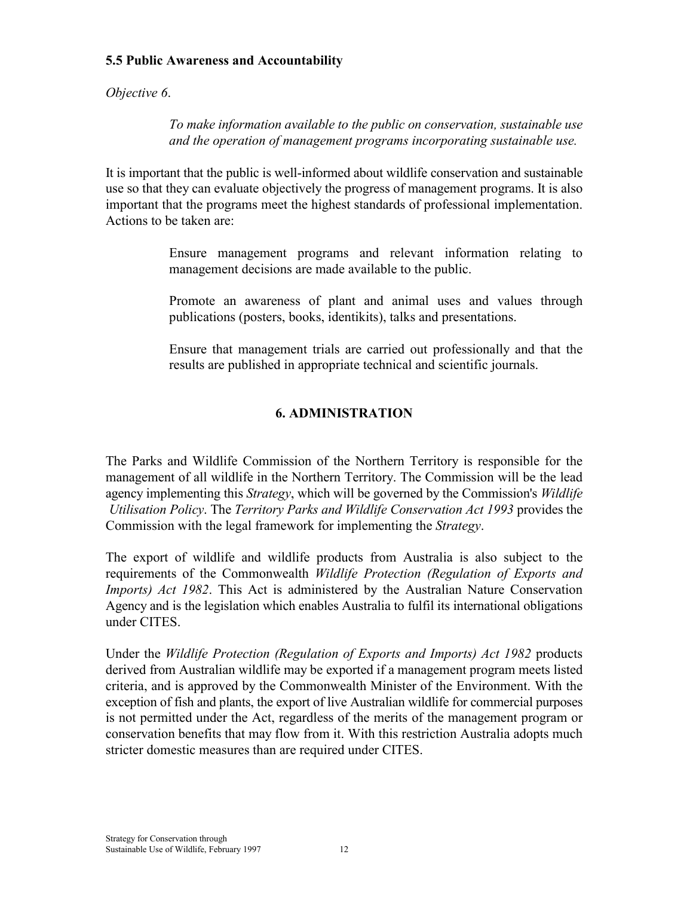### 5.5 Public Awareness and Accountability

*Objective 6.*

> *To make information available to the public on conservation, sustainable use and the operation of management programs incorporating sustainable use.*

It is important that the public is well-informed about wildlife conservation and sustainable use so that they can evaluate objectively the progress of management programs. It is also important that the programs meet the highest standards of professional implementation. Actions to be taken are:

> Ensure management programs and relevant information relating to management decisions are made available to the public.
>
> Promote an awareness of plant and animal uses and values through publications (posters, books, identikits), talks and presentations.
>
> Ensure that management trials are carried out professionally and that the results are published in appropriate technical and scientific journals.

## 6. ADMINISTRATION

The Parks and Wildlife Commission of the Northern Territory is responsible for the management of all wildlife in the Northern Territory. The Commission will be the lead agency implementing this *Strategy*, which will be governed by the Commission's *Wildlife Utilisation Policy*. The *Territory Parks and Wildlife Conservation Act 1993* provides the Commission with the legal framework for implementing the *Strategy*.

The export of wildlife and wildlife products from Australia is also subject to the requirements of the Commonwealth *Wildlife Protection (Regulation of Exports and Imports) Act 1982*. This Act is administered by the Australian Nature Conservation Agency and is the legislation which enables Australia to fulfil its international obligations under CITES.

Under the *Wildlife Protection (Regulation of Exports and Imports) Act 1982* products derived from Australian wildlife may be exported if a management program meets listed criteria, and is approved by the Commonwealth Minister of the Environment. With the exception of fish and plants, the export of live Australian wildlife for commercial purposes is not permitted under the Act, regardless of the merits of the management program or conservation benefits that may flow from it. With this restriction Australia adopts much stricter domestic measures than are required under CITES.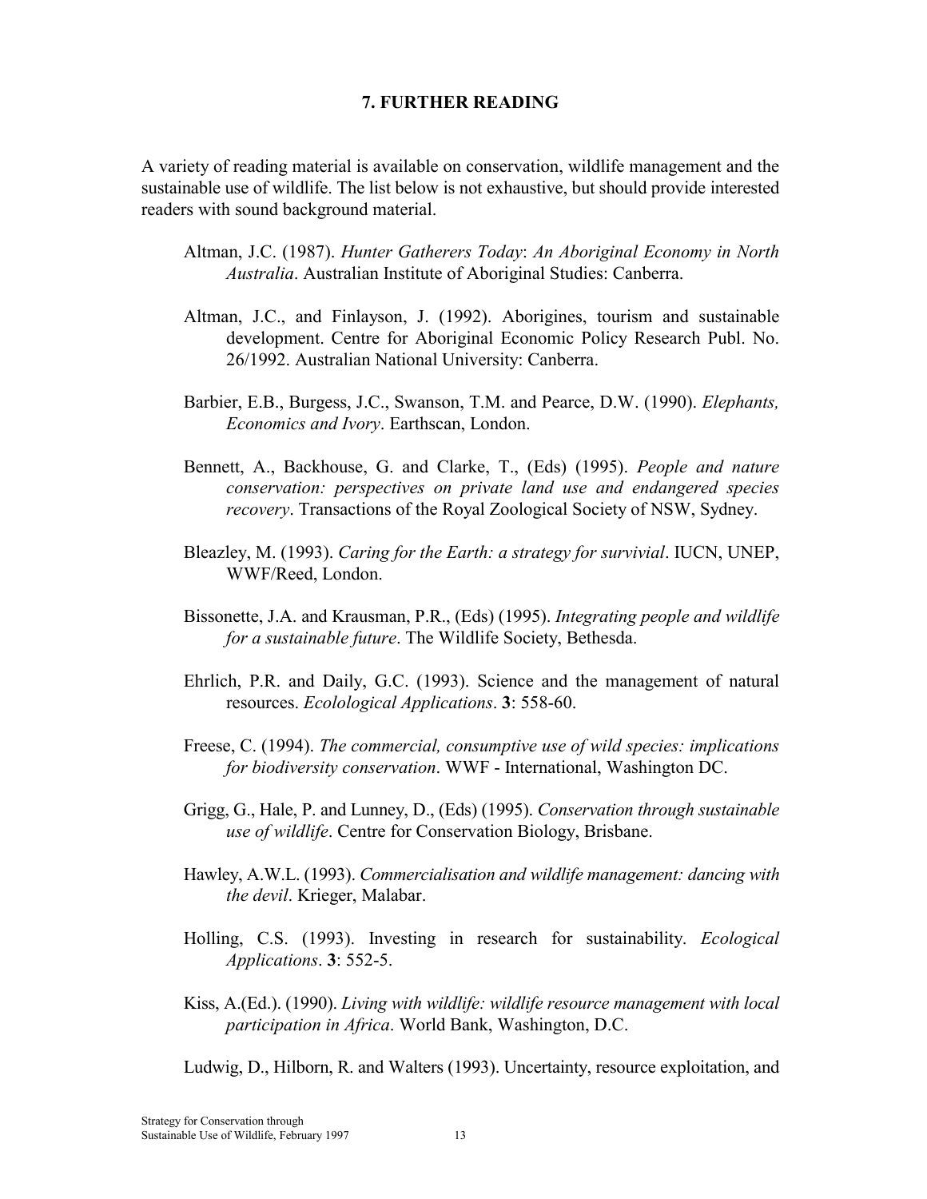## 7. FURTHER READING

A variety of reading material is available on conservation, wildlife management and the sustainable use of wildlife. The list below is not exhaustive, but should provide interested readers with sound background material.

Altman, J.C. (1987). *Hunter Gatherers Today*: *An Aboriginal Economy in North Australia*. Australian Institute of Aboriginal Studies: Canberra.

Altman, J.C., and Finlayson, J. (1992). Aborigines, tourism and sustainable development. Centre for Aboriginal Economic Policy Research Publ. No. 26/1992. Australian National University: Canberra.

Barbier, E.B., Burgess, J.C., Swanson, T.M. and Pearce, D.W. (1990). *Elephants, Economics and Ivory*. Earthscan, London.

Bennett, A., Backhouse, G. and Clarke, T., (Eds) (1995). *People and nature conservation: perspectives on private land use and endangered species recovery*. Transactions of the Royal Zoological Society of NSW, Sydney.

Bleazley, M. (1993). *Caring for the Earth: a strategy for survivial*. IUCN, UNEP, WWF/Reed, London.

Bissonette, J.A. and Krausman, P.R., (Eds) (1995). *Integrating people and wildlife for a sustainable future*. The Wildlife Society, Bethesda.

Ehrlich, P.R. and Daily, G.C. (1993). Science and the management of natural resources. *Ecolological Applications*. **3**: 558-60.

Freese, C. (1994). *The commercial, consumptive use of wild species: implications for biodiversity conservation*. WWF - International, Washington DC.

Grigg, G., Hale, P. and Lunney, D., (Eds) (1995). *Conservation through sustainable use of wildlife*. Centre for Conservation Biology, Brisbane.

Hawley, A.W.L. (1993). *Commercialisation and wildlife management: dancing with the devil*. Krieger, Malabar.

Holling, C.S. (1993). Investing in research for sustainability. *Ecological Applications*. **3**: 552-5.

Kiss, A.(Ed.). (1990). *Living with wildlife: wildlife resource management with local participation in Africa*. World Bank, Washington, D.C.

Ludwig, D., Hilborn, R. and Walters (1993). Uncertainty, resource exploitation, and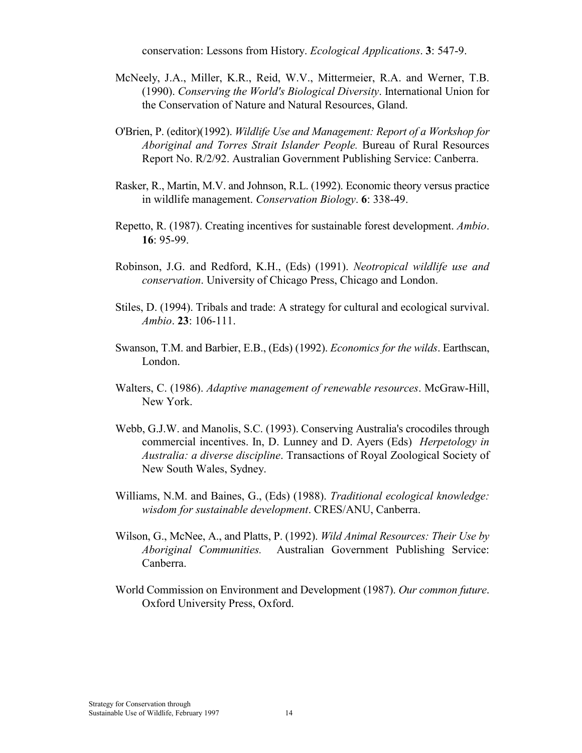conservation: Lessons from History. *Ecological Applications*. **3**: 547-9.

McNeely, J.A., Miller, K.R., Reid, W.V., Mittermeier, R.A. and Werner, T.B. (1990). *Conserving the World's Biological Diversity*. International Union for the Conservation of Nature and Natural Resources, Gland.

O'Brien, P. (editor)(1992). *Wildlife Use and Management: Report of a Workshop for Aboriginal and Torres Strait Islander People.* Bureau of Rural Resources Report No. R/2/92. Australian Government Publishing Service: Canberra.

Rasker, R., Martin, M.V. and Johnson, R.L. (1992). Economic theory versus practice in wildlife management. *Conservation Biology*. **6**: 338-49.

Repetto, R. (1987). Creating incentives for sustainable forest development. *Ambio*. **16**: 95-99.

Robinson, J.G. and Redford, K.H., (Eds) (1991). *Neotropical wildlife use and conservation*. University of Chicago Press, Chicago and London.

Stiles, D. (1994). Tribals and trade: A strategy for cultural and ecological survival. *Ambio*. **23**: 106-111.

Swanson, T.M. and Barbier, E.B., (Eds) (1992). *Economics for the wilds*. Earthscan, London.

Walters, C. (1986). *Adaptive management of renewable resources*. McGraw-Hill, New York.

Webb, G.J.W. and Manolis, S.C. (1993). Conserving Australia's crocodiles through commercial incentives. In, D. Lunney and D. Ayers (Eds) *Herpetology in Australia: a diverse discipline*. Transactions of Royal Zoological Society of New South Wales, Sydney.

Williams, N.M. and Baines, G., (Eds) (1988). *Traditional ecological knowledge: wisdom for sustainable development*. CRES/ANU, Canberra.

Wilson, G., McNee, A., and Platts, P. (1992). *Wild Animal Resources: Their Use by Aboriginal Communities.* Australian Government Publishing Service: Canberra.

World Commission on Environment and Development (1987). *Our common future*. Oxford University Press, Oxford.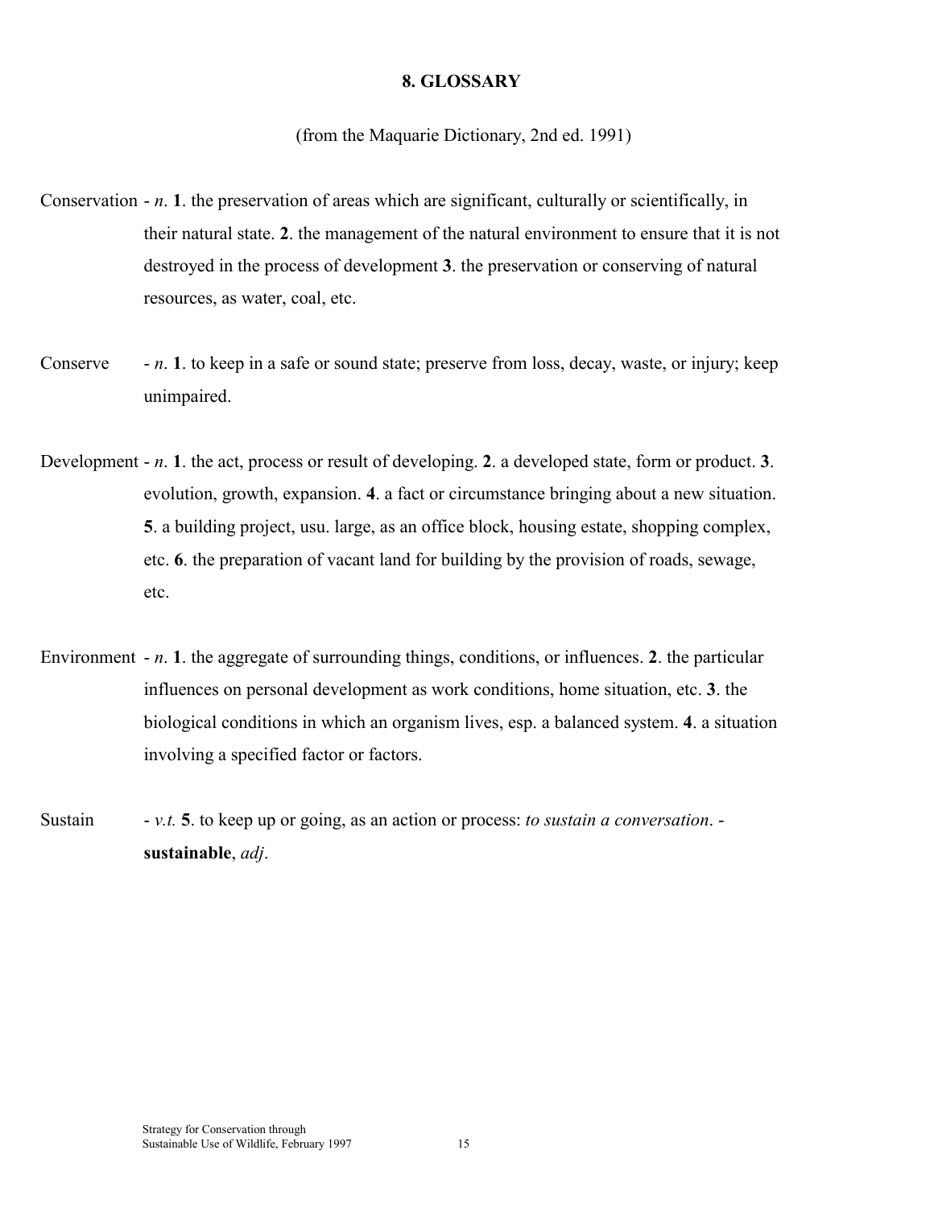## 8. GLOSSARY

(from the Maquarie Dictionary, 2nd ed. 1991)

Conservation - *n*. **1**. the preservation of areas which are significant, culturally or scientifically, in their natural state. **2**. the management of the natural environment to ensure that it is not destroyed in the process of development **3**. the preservation or conserving of natural resources, as water, coal, etc.

Conserve - *n*. **1**. to keep in a safe or sound state; preserve from loss, decay, waste, or injury; keep unimpaired.

Development - *n*. **1**. the act, process or result of developing. **2**. a developed state, form or product. **3**. evolution, growth, expansion. **4**. a fact or circumstance bringing about a new situation. **5**. a building project, usu. large, as an office block, housing estate, shopping complex, etc. **6**. the preparation of vacant land for building by the provision of roads, sewage, etc.

Environment - *n*. **1**. the aggregate of surrounding things, conditions, or influences. **2**. the particular influences on personal development as work conditions, home situation, etc. **3**. the biological conditions in which an organism lives, esp. a balanced system. **4**. a situation involving a specified factor or factors.

Sustain - *v.t.* **5**. to keep up or going, as an action or process: *to sustain a conversation*. - **sustainable**, *adj*.